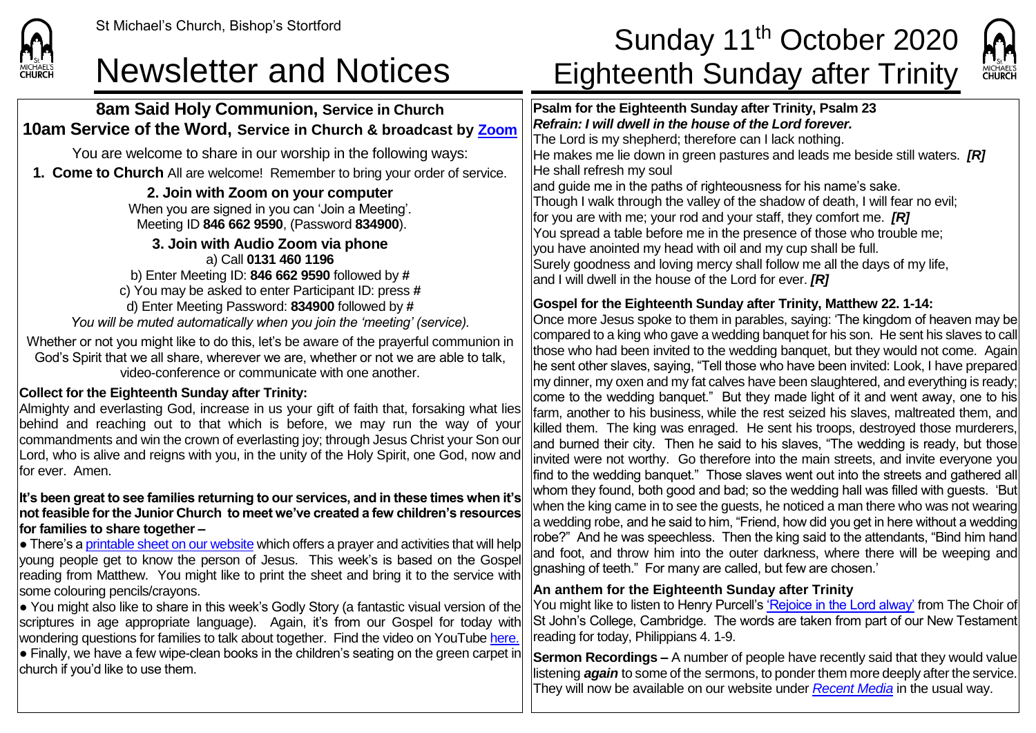St Michael's Church, Bishop's Stortford

# Newsletter and Notices

# Sunday 11th October 2020 Eighteenth Sunday after Trinity

## 8am Said Holy Communion, Service in Church
## 10am Service of the Word, Service in Church & broadcast by Zoom

You are welcome to share in our worship in the following ways:

**1. Come to Church** All are welcome! Remember to bring your order of service.

**2. Join with Zoom on your computer**
When you are signed in you can 'Join a Meeting'.
Meeting ID **846 662 9590**, (Password **834900**).

**3. Join with Audio Zoom via phone**
a) Call **0131 460 1196**
b) Enter Meeting ID: **846 662 9590** followed by **#**
c) You may be asked to enter Participant ID: press **#**
d) Enter Meeting Password: **834900** followed by **#**
*You will be muted automatically when you join the 'meeting' (service).*

Whether or not you might like to do this, let's be aware of the prayerful communion in God's Spirit that we all share, wherever we are, whether or not we are able to talk, video-conference or communicate with one another.

**Collect for the Eighteenth Sunday after Trinity:**
Almighty and everlasting God, increase in us your gift of faith that, forsaking what lies behind and reaching out to that which is before, we may run the way of your commandments and win the crown of everlasting joy; through Jesus Christ your Son our Lord, who is alive and reigns with you, in the unity of the Holy Spirit, one God, now and for ever. Amen.

**It's been great to see families returning to our services, and in these times when it's not feasible for the Junior Church to meet we've created a few children's resources for families to share together –**

● There's a printable sheet on our website which offers a prayer and activities that will help young people get to know the person of Jesus. This week's is based on the Gospel reading from Matthew. You might like to print the sheet and bring it to the service with some colouring pencils/crayons.

● You might also like to share in this week's Godly Story (a fantastic visual version of the scriptures in age appropriate language). Again, it's from our Gospel for today with wondering questions for families to talk about together. Find the video on YouTube here.

● Finally, we have a few wipe-clean books in the children's seating on the green carpet in church if you'd like to use them.

**Psalm for the Eighteenth Sunday after Trinity, Psalm 23**
***Refrain: I will dwell in the house of the Lord forever.***
The Lord is my shepherd; therefore can I lack nothing.
He makes me lie down in green pastures and leads me beside still waters. ***[R]***
He shall refresh my soul
and guide me in the paths of righteousness for his name's sake.
Though I walk through the valley of the shadow of death, I will fear no evil;
for you are with me; your rod and your staff, they comfort me. ***[R]***
You spread a table before me in the presence of those who trouble me;
you have anointed my head with oil and my cup shall be full.
Surely goodness and loving mercy shall follow me all the days of my life,
and I will dwell in the house of the Lord for ever. ***[R]***

**Gospel for the Eighteenth Sunday after Trinity, Matthew 22. 1-14:**
Once more Jesus spoke to them in parables, saying: 'The kingdom of heaven may be compared to a king who gave a wedding banquet for his son. He sent his slaves to call those who had been invited to the wedding banquet, but they would not come. Again he sent other slaves, saying, "Tell those who have been invited: Look, I have prepared my dinner, my oxen and my fat calves have been slaughtered, and everything is ready; come to the wedding banquet." But they made light of it and went away, one to his farm, another to his business, while the rest seized his slaves, maltreated them, and killed them. The king was enraged. He sent his troops, destroyed those murderers, and burned their city. Then he said to his slaves, "The wedding is ready, but those invited were not worthy. Go therefore into the main streets, and invite everyone you find to the wedding banquet." Those slaves went out into the streets and gathered all whom they found, both good and bad; so the wedding hall was filled with guests. 'But when the king came in to see the guests, he noticed a man there who was not wearing a wedding robe, and he said to him, "Friend, how did you get in here without a wedding robe?" And he was speechless. Then the king said to the attendants, "Bind him hand and foot, and throw him into the outer darkness, where there will be weeping and gnashing of teeth." For many are called, but few are chosen.'

**An anthem for the Eighteenth Sunday after Trinity**
You might like to listen to Henry Purcell's 'Rejoice in the Lord alway' from The Choir of St John's College, Cambridge. The words are taken from part of our New Testament reading for today, Philippians 4. 1-9.

**Sermon Recordings –** A number of people have recently said that they would value listening ***again*** to some of the sermons, to ponder them more deeply after the service. They will now be available on our website under *Recent Media* in the usual way.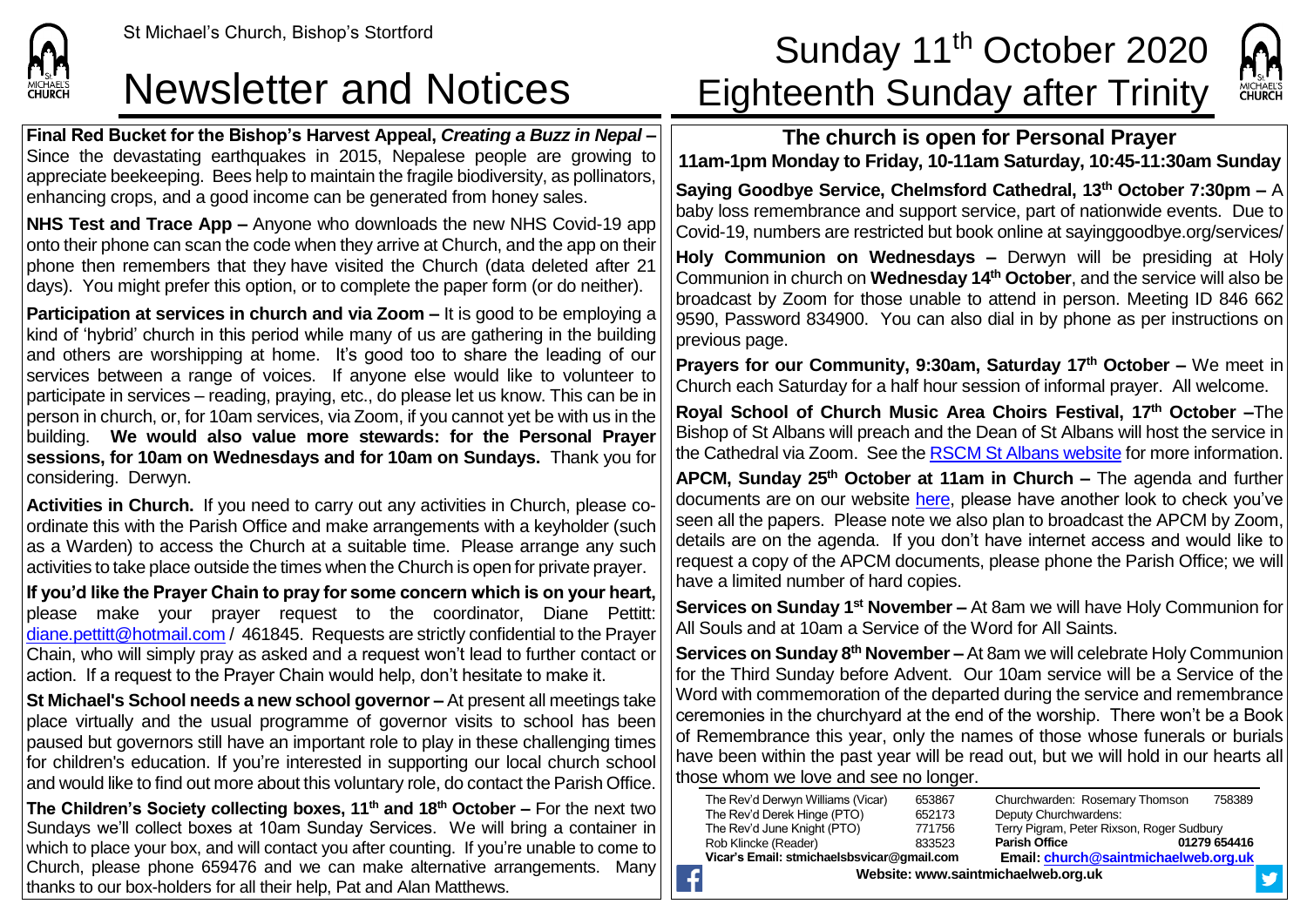St Michael's Church, Bishop's Stortford

# Newsletter and Notices

# Sunday 11th October 2020
# Eighteenth Sunday after Trinity

**Final Red Bucket for the Bishop's Harvest Appeal, *Creating a Buzz in Nepal* –** Since the devastating earthquakes in 2015, Nepalese people are growing to appreciate beekeeping. Bees help to maintain the fragile biodiversity, as pollinators, enhancing crops, and a good income can be generated from honey sales.

**NHS Test and Trace App –** Anyone who downloads the new NHS Covid-19 app onto their phone can scan the code when they arrive at Church, and the app on their phone then remembers that they have visited the Church (data deleted after 21 days). You might prefer this option, or to complete the paper form (or do neither).

**Participation at services in church and via Zoom –** It is good to be employing a kind of 'hybrid' church in this period while many of us are gathering in the building and others are worshipping at home. It's good too to share the leading of our services between a range of voices. If anyone else would like to volunteer to participate in services – reading, praying, etc., do please let us know. This can be in person in church, or, for 10am services, via Zoom, if you cannot yet be with us in the building. **We would also value more stewards: for the Personal Prayer sessions, for 10am on Wednesdays and for 10am on Sundays.** Thank you for considering. Derwyn.

**Activities in Church.** If you need to carry out any activities in Church, please co-ordinate this with the Parish Office and make arrangements with a keyholder (such as a Warden) to access the Church at a suitable time. Please arrange any such activities to take place outside the times when the Church is open for private prayer.

**If you'd like the Prayer Chain to pray for some concern which is on your heart,** please make your prayer request to the coordinator, Diane Pettitt: diane.pettitt@hotmail.com / 461845. Requests are strictly confidential to the Prayer Chain, who will simply pray as asked and a request won't lead to further contact or action. If a request to the Prayer Chain would help, don't hesitate to make it.

**St Michael's School needs a new school governor –** At present all meetings take place virtually and the usual programme of governor visits to school has been paused but governors still have an important role to play in these challenging times for children's education. If you're interested in supporting our local church school and would like to find out more about this voluntary role, do contact the Parish Office.

**The Children's Society collecting boxes, 11th and 18th October –** For the next two Sundays we'll collect boxes at 10am Sunday Services. We will bring a container in which to place your box, and will contact you after counting. If you're unable to come to Church, please phone 659476 and we can make alternative arrangements. Many thanks to our box-holders for all their help, Pat and Alan Matthews.

## The church is open for Personal Prayer

**11am-1pm Monday to Friday, 10-11am Saturday, 10:45-11:30am Sunday**

**Saying Goodbye Service, Chelmsford Cathedral, 13th October 7:30pm –** A baby loss remembrance and support service, part of nationwide events. Due to Covid-19, numbers are restricted but book online at sayinggoodbye.org/services/

**Holy Communion on Wednesdays –** Derwyn will be presiding at Holy Communion in church on **Wednesday 14th October**, and the service will also be broadcast by Zoom for those unable to attend in person. Meeting ID 846 662 9590, Password 834900. You can also dial in by phone as per instructions on previous page.

**Prayers for our Community, 9:30am, Saturday 17th October –** We meet in Church each Saturday for a half hour session of informal prayer. All welcome.

**Royal School of Church Music Area Choirs Festival, 17th October –**The Bishop of St Albans will preach and the Dean of St Albans will host the service in the Cathedral via Zoom. See the RSCM St Albans website for more information.

**APCM, Sunday 25th October at 11am in Church –** The agenda and further documents are on our website here, please have another look to check you've seen all the papers. Please note we also plan to broadcast the APCM by Zoom, details are on the agenda. If you don't have internet access and would like to request a copy of the APCM documents, please phone the Parish Office; we will have a limited number of hard copies.

**Services on Sunday 1st November –** At 8am we will have Holy Communion for All Souls and at 10am a Service of the Word for All Saints.

**Services on Sunday 8th November –** At 8am we will celebrate Holy Communion for the Third Sunday before Advent. Our 10am service will be a Service of the Word with commemoration of the departed during the service and remembrance ceremonies in the churchyard at the end of the worship. There won't be a Book of Remembrance this year, only the names of those whose funerals or burials have been within the past year will be read out, but we will hold in our hearts all those whom we love and see no longer.

| | | | |
|---|---|---|---|
| The Rev'd Derwyn Williams (Vicar) | 653867 | Churchwarden: Rosemary Thomson | 758389 |
| The Rev'd Derek Hinge (PTO) | 652173 | Deputy Churchwardens: | |
| The Rev'd June Knight (PTO) | 771756 | Terry Pigram, Peter Rixson, Roger Sudbury | |
| Rob Klincke (Reader) | 833523 | **Parish Office** | **01279 654416** |
| **Vicar's Email: stmichaelsbsvicar@gmail.com** | | **Email: church@saintmichaelweb.org.uk** | |

**Website: www.saintmichaelweb.org.uk**